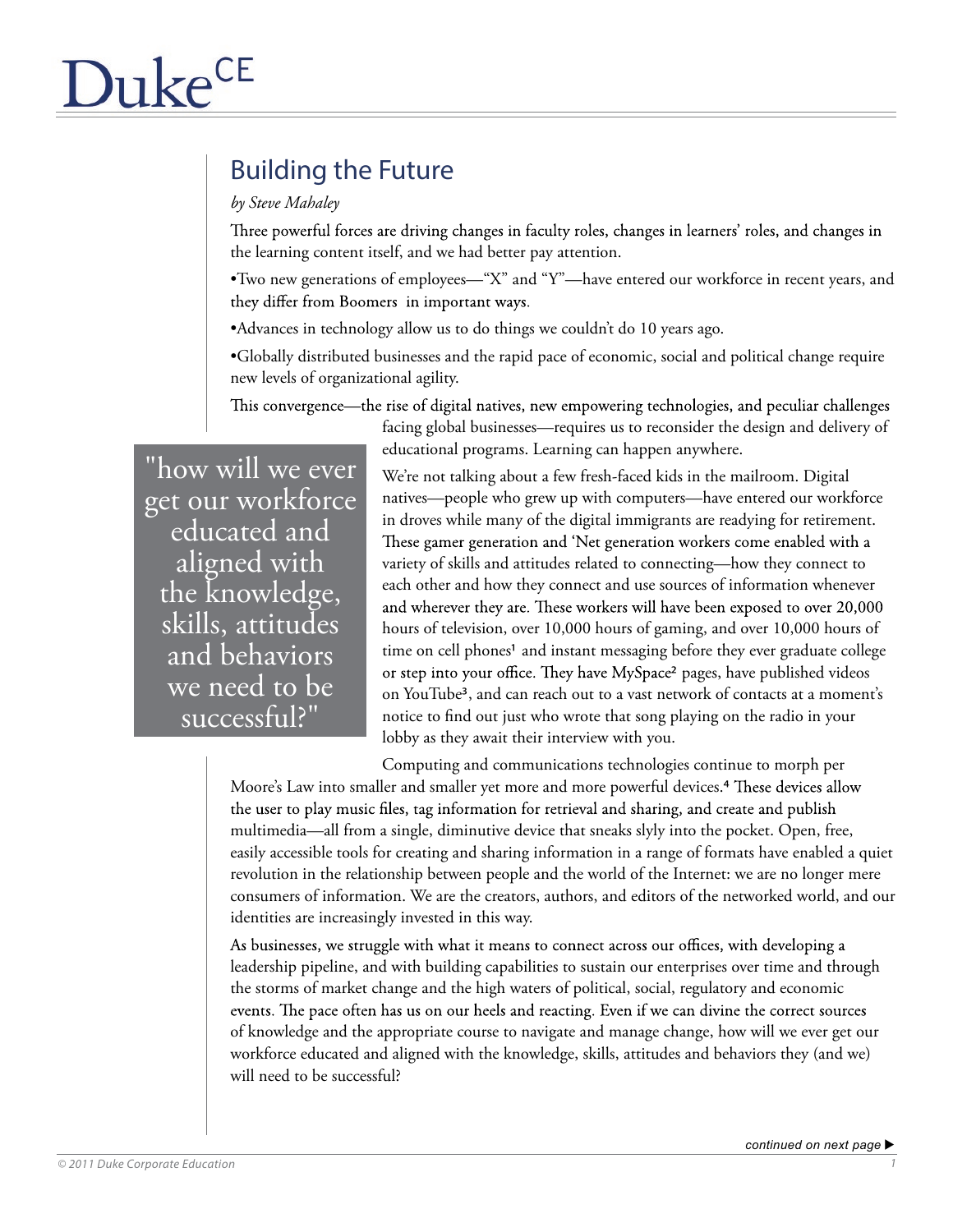# Building the Future

*by Steve Mahaley*

Three powerful forces are driving changes in faculty roles, changes in learners' roles, and changes in the learning content itself, and we had better pay attention.

•Two new generations of employees—"X" and "Y"—have entered our workforce in recent years, and they differ from Boomers in important ways.

•Advances in technology allow us to do things we couldn't do 10 years ago.

•Globally distributed businesses and the rapid pace of economic, social and political change require new levels of organizational agility.

This convergence—the rise of digital natives, new empowering technologies, and peculiar challenges facing global businesses—requires us to reconsider the design and delivery of educational programs. Learning can happen anywhere.

> "how will we ever get our workforce educated and aligned with the knowledge, skills, attitudes and behaviors we need to be successful?"

We're not talking about a few fresh-faced kids in the mailroom. Digital natives—people who grew up with computers—have entered our workforce in droves while many of the digital immigrants are readying for retirement. These gamer generation and 'Net generation workers come enabled with a variety of skills and attitudes related to connecting—how they connect to each other and how they connect and use sources of information whenever and wherever they are. These workers will have been exposed to over 20,000 hours of television, over 10,000 hours of gaming, and over 10,000 hours of time on cell phones[1] and instant messaging before they ever graduate college or step into your office. They have MySpace[2] pages, have published videos on YouTube[3], and can reach out to a vast network of contacts at a moment's notice to find out just who wrote that song playing on the radio in your lobby as they await their interview with you.

Computing and communications technologies continue to morph per Moore's Law into smaller and smaller yet more and more powerful devices.[4] These devices allow the user to play music files, tag information for retrieval and sharing, and create and publish multimedia—all from a single, diminutive device that sneaks slyly into the pocket. Open, free, easily accessible tools for creating and sharing information in a range of formats have enabled a quiet revolution in the relationship between people and the world of the Internet: we are no longer mere consumers of information. We are the creators, authors, and editors of the networked world, and our identities are increasingly invested in this way.

As businesses, we struggle with what it means to connect across our offices, with developing a leadership pipeline, and with building capabilities to sustain our enterprises over time and through the storms of market change and the high waters of political, social, regulatory and economic events. The pace often has us on our heels and reacting. Even if we can divine the correct sources of knowledge and the appropriate course to navigate and manage change, how will we ever get our workforce educated and aligned with the knowledge, skills, attitudes and behaviors they (and we) will need to be successful?

*continued on next page ▶*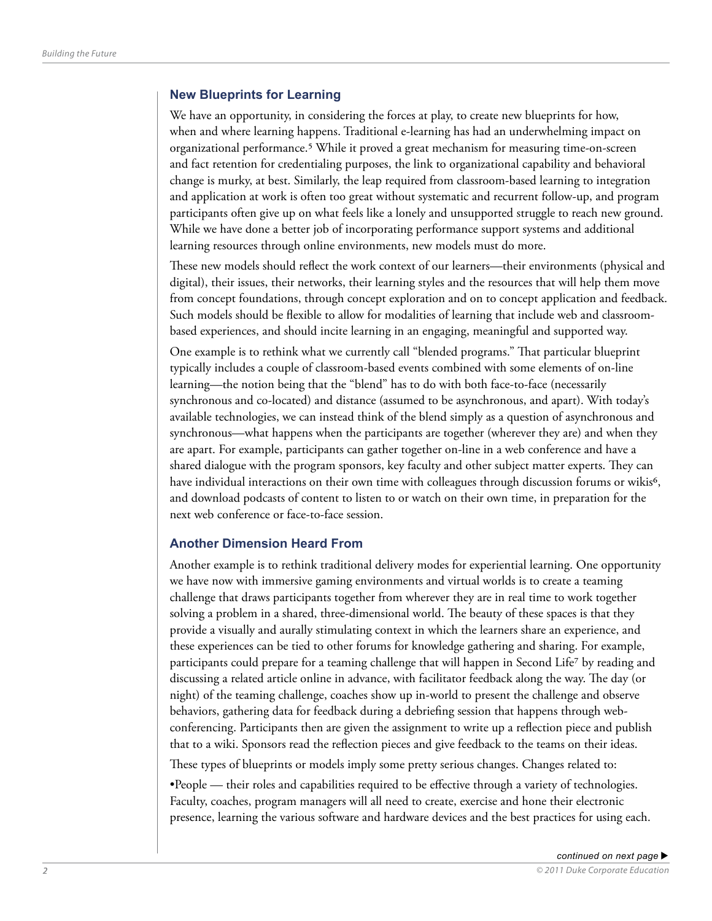## New Blueprints for Learning

We have an opportunity, in considering the forces at play, to create new blueprints for how, when and where learning happens. Traditional e-learning has had an underwhelming impact on organizational performance.[5] While it proved a great mechanism for measuring time-on-screen and fact retention for credentialing purposes, the link to organizational capability and behavioral change is murky, at best. Similarly, the leap required from classroom-based learning to integration and application at work is often too great without systematic and recurrent follow-up, and program participants often give up on what feels like a lonely and unsupported struggle to reach new ground. While we have done a better job of incorporating performance support systems and additional learning resources through online environments, new models must do more.

These new models should reflect the work context of our learners—their environments (physical and digital), their issues, their networks, their learning styles and the resources that will help them move from concept foundations, through concept exploration and on to concept application and feedback. Such models should be flexible to allow for modalities of learning that include web and classroom-based experiences, and should incite learning in an engaging, meaningful and supported way.

One example is to rethink what we currently call "blended programs." That particular blueprint typically includes a couple of classroom-based events combined with some elements of on-line learning—the notion being that the "blend" has to do with both face-to-face (necessarily synchronous and co-located) and distance (assumed to be asynchronous, and apart). With today's available technologies, we can instead think of the blend simply as a question of asynchronous and synchronous—what happens when the participants are together (wherever they are) and when they are apart. For example, participants can gather together on-line in a web conference and have a shared dialogue with the program sponsors, key faculty and other subject matter experts. They can have individual interactions on their own time with colleagues through discussion forums or wikis[6], and download podcasts of content to listen to or watch on their own time, in preparation for the next web conference or face-to-face session.

## Another Dimension Heard From

Another example is to rethink traditional delivery modes for experiential learning. One opportunity we have now with immersive gaming environments and virtual worlds is to create a teaming challenge that draws participants together from wherever they are in real time to work together solving a problem in a shared, three-dimensional world. The beauty of these spaces is that they provide a visually and aurally stimulating context in which the learners share an experience, and these experiences can be tied to other forums for knowledge gathering and sharing. For example, participants could prepare for a teaming challenge that will happen in Second Life[7] by reading and discussing a related article online in advance, with facilitator feedback along the way. The day (or night) of the teaming challenge, coaches show up in-world to present the challenge and observe behaviors, gathering data for feedback during a debriefing session that happens through web-conferencing. Participants then are given the assignment to write up a reflection piece and publish that to a wiki. Sponsors read the reflection pieces and give feedback to the teams on their ideas.

These types of blueprints or models imply some pretty serious changes. Changes related to:

- People — their roles and capabilities required to be effective through a variety of technologies. Faculty, coaches, program managers will all need to create, exercise and hone their electronic presence, learning the various software and hardware devices and the best practices for using each.

*continued on next page ▶*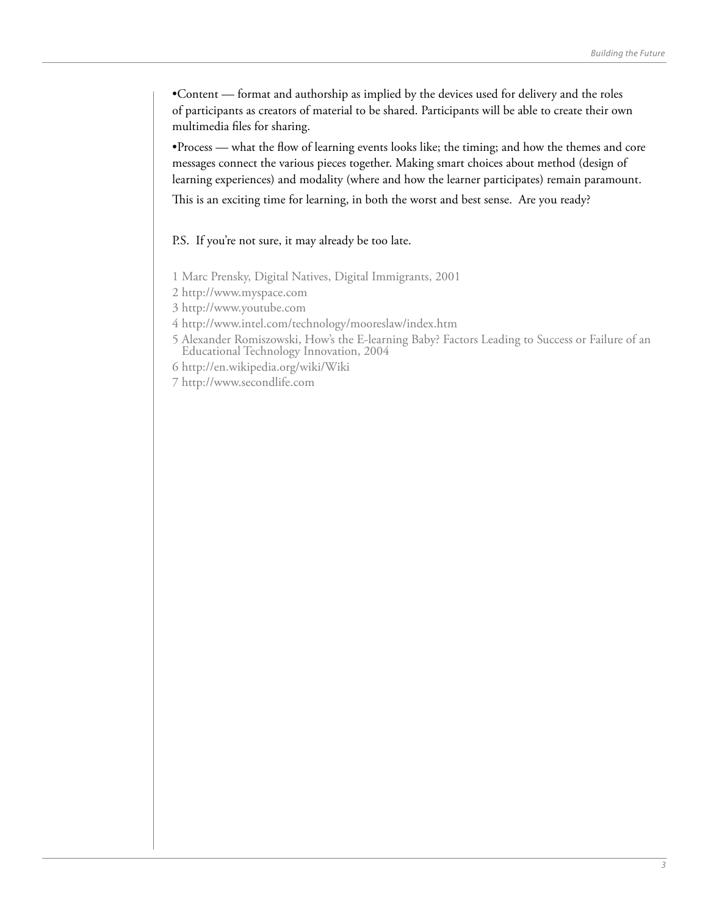•Content — format and authorship as implied by the devices used for delivery and the roles of participants as creators of material to be shared. Participants will be able to create their own multimedia files for sharing.

•Process — what the flow of learning events looks like; the timing; and how the themes and core messages connect the various pieces together. Making smart choices about method (design of learning experiences) and modality (where and how the learner participates) remain paramount.

This is an exciting time for learning, in both the worst and best sense. Are you ready?

P.S. If you're not sure, it may already be too late.

1 Marc Prensky, Digital Natives, Digital Immigrants, 2001

2 http://www.myspace.com

3 http://www.youtube.com

4 http://www.intel.com/technology/mooreslaw/index.htm

5 Alexander Romiszowski, How's the E-learning Baby? Factors Leading to Success or Failure of an Educational Technology Innovation, 2004

6 http://en.wikipedia.org/wiki/Wiki

7 http://www.secondlife.com